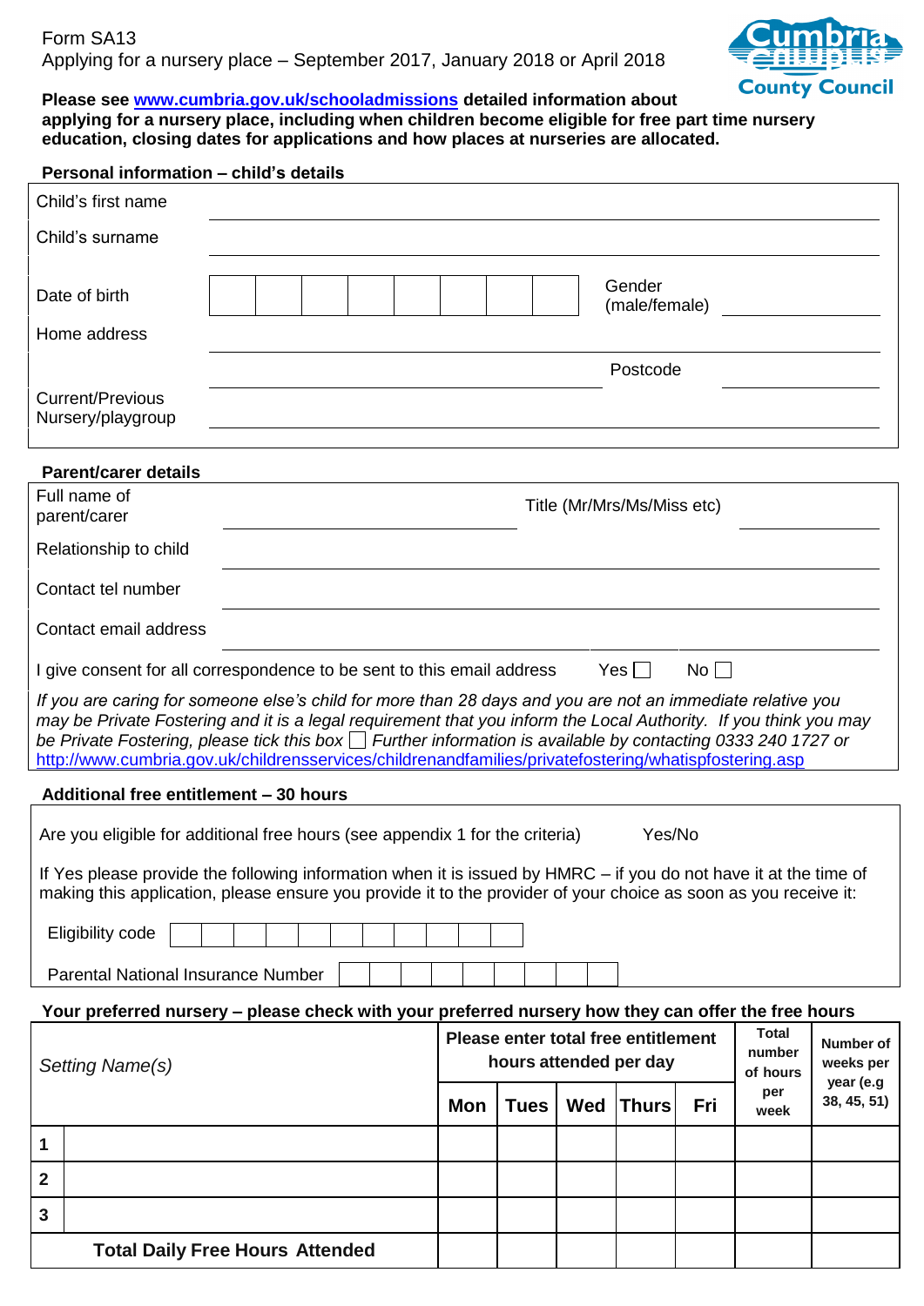Form SA13

Applying for a nursery place – September 2017, January 2018 or April 2018

Cumbria County Council

**Please see [www.cumbria.gov.uk/schooladmissions](http://www.cumbria.gov.uk/schooladmissions) detailed information about applying for a nursery place, including when children become eligible for free part time nursery education, closing dates for applications and how places at nurseries are allocated.**

**Personal information – child's details**

| | |
|---|---|
| Child's first name | |
| Child's surname | |
| Date of birth | Gender (male/female) |
| Home address | |
| | Postcode |
| Current/Previous Nursery/playgroup | |

**Parent/carer details**

| | | | |
|---|---|---|---|
| Full name of parent/carer | | Title (Mr/Mrs/Ms/Miss etc) | |
| Relationship to child | | | |
| Contact tel number | | | |
| Contact email address | | | |

I give consent for all correspondence to be sent to this email address Yes ☐ No ☐

*If you are caring for someone else's child for more than 28 days and you are not an immediate relative you may be Private Fostering and it is a legal requirement that you inform the Local Authority. If you think you may be Private Fostering, please tick this box ☐ Further information is available by contacting 0333 240 1727 or* [http://www.cumbria.gov.uk/childrensservices/childrenandfamilies/privatefostering/whatispfostering.asp](http://www.cumbria.gov.uk/childrensservices/childrenandfamilies/privatefostering/whatispfostering.asp)

**Additional free entitlement – 30 hours**

Are you eligible for additional free hours (see appendix 1 for the criteria) Yes/No

If Yes please provide the following information when it is issued by HMRC – if you do not have it at the time of making this application, please ensure you provide it to the provider of your choice as soon as you receive it:

Eligibility code

Parental National Insurance Number

**Your preferred nursery – please check with your preferred nursery how they can offer the free hours**

| | *Setting Name(s)* | **Please enter total free entitlement hours attended per day** | | | | | **Total number of hours per week** | **Number of weeks per year (e.g 38, 45, 51)** |
|---|---|---|---|---|---|---|---|---|
| | | **Mon** | **Tues** | **Wed** | **Thurs** | **Fri** | | |
| **1** | | | | | | | | |
| **2** | | | | | | | | |
| **3** | | | | | | | | |
| | **Total Daily Free Hours Attended** | | | | | | | |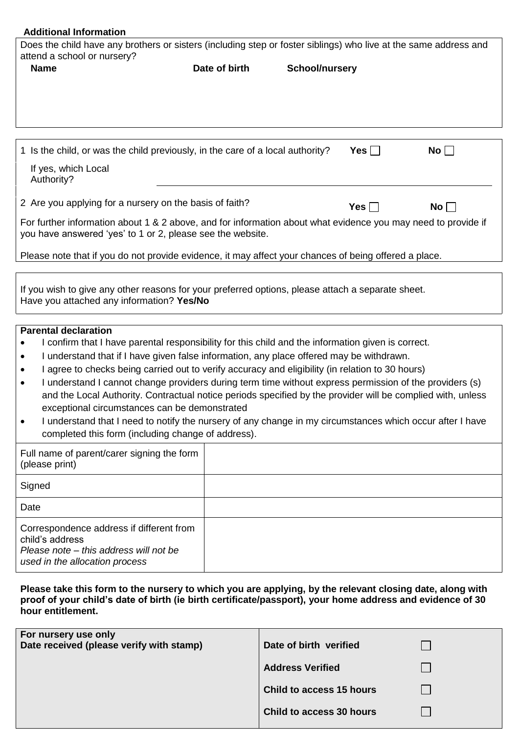**Additional Information**

Does the child have any brothers or sisters (including step or foster siblings) who live at the same address and attend a school or nursery?

| Name | Date of birth | School/nursery |
|---|---|---|
| | | |

1 Is the child, or was the child previously, in the care of a local authority? **Yes** ☐ **No** ☐

If yes, which Local Authority? \_\_\_\_\_\_\_\_\_\_\_\_\_\_\_\_\_\_\_\_

2 Are you applying for a nursery on the basis of faith? **Yes** ☐ **No** ☐

For further information about 1 & 2 above, and for information about what evidence you may need to provide if you have answered 'yes' to 1 or 2, please see the website.

Please note that if you do not provide evidence, it may affect your chances of being offered a place.

If you wish to give any other reasons for your preferred options, please attach a separate sheet.
Have you attached any information? **Yes/No**

**Parental declaration**

- I confirm that I have parental responsibility for this child and the information given is correct.
- I understand that if I have given false information, any place offered may be withdrawn.
- I agree to checks being carried out to verify accuracy and eligibility (in relation to 30 hours)
- I understand I cannot change providers during term time without express permission of the providers (s) and the Local Authority. Contractual notice periods specified by the provider will be complied with, unless exceptional circumstances can be demonstrated
- I understand that I need to notify the nursery of any change in my circumstances which occur after I have completed this form (including change of address).

| | |
|---|---|
| Full name of parent/carer signing the form (please print) | |
| Signed | |
| Date | |
| Correspondence address if different from child's address *Please note – this address will not be used in the allocation process* | |

**Please take this form to the nursery to which you are applying, by the relevant closing date, along with proof of your child's date of birth (ie birth certificate/passport), your home address and evidence of 30 hour entitlement.**

| **For nursery use only** **Date received (please verify with stamp)** | | |
|---|---|---|
| | **Date of birth verified** | ☐ |
| | **Address Verified** | ☐ |
| | **Child to access 15 hours** | ☐ |
| | **Child to access 30 hours** | ☐ |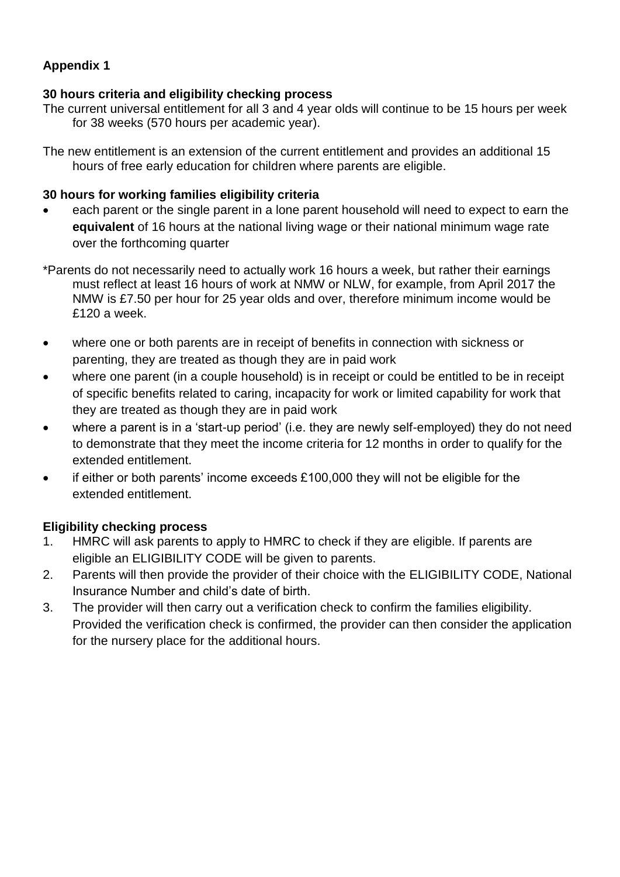**Appendix 1**

**30 hours criteria and eligibility checking process**

The current universal entitlement for all 3 and 4 year olds will continue to be 15 hours per week for 38 weeks (570 hours per academic year).

The new entitlement is an extension of the current entitlement and provides an additional 15 hours of free early education for children where parents are eligible.

**30 hours for working families eligibility criteria**

- each parent or the single parent in a lone parent household will need to expect to earn the **equivalent** of 16 hours at the national living wage or their national minimum wage rate over the forthcoming quarter

*Parents do not necessarily need to actually work 16 hours a week, but rather their earnings must reflect at least 16 hours of work at NMW or NLW, for example, from April 2017 the NMW is £7.50 per hour for 25 year olds and over, therefore minimum income would be £120 a week.

- where one or both parents are in receipt of benefits in connection with sickness or parenting, they are treated as though they are in paid work
- where one parent (in a couple household) is in receipt or could be entitled to be in receipt of specific benefits related to caring, incapacity for work or limited capability for work that they are treated as though they are in paid work
- where a parent is in a 'start-up period' (i.e. they are newly self-employed) they do not need to demonstrate that they meet the income criteria for 12 months in order to qualify for the extended entitlement.
- if either or both parents' income exceeds £100,000 they will not be eligible for the extended entitlement.

**Eligibility checking process**

1. HMRC will ask parents to apply to HMRC to check if they are eligible. If parents are eligible an ELIGIBILITY CODE will be given to parents.
2. Parents will then provide the provider of their choice with the ELIGIBILITY CODE, National Insurance Number and child's date of birth.
3. The provider will then carry out a verification check to confirm the families eligibility. Provided the verification check is confirmed, the provider can then consider the application for the nursery place for the additional hours.